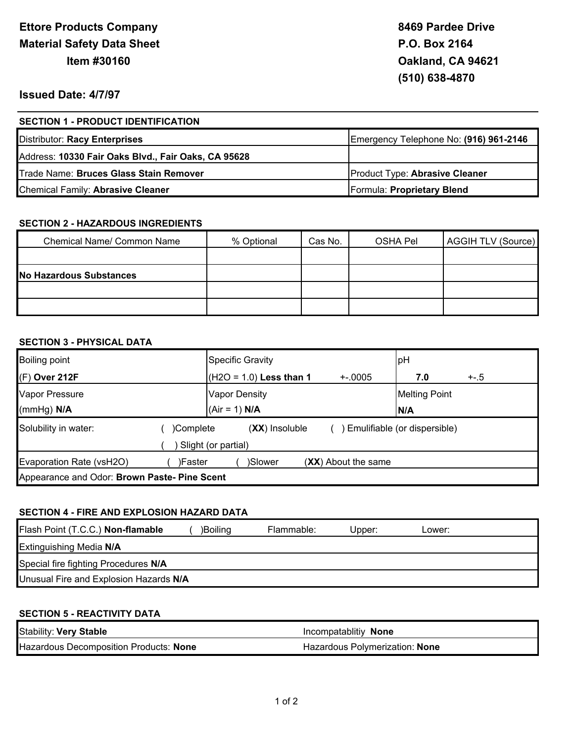**Ettore Products Company**
**Material Safety Data Sheet**
**Item #30160**

**8469 Pardee Drive**
**P.O. Box 2164**
**Oakland, CA 94621**
**(510) 638-4870**

**Issued Date: 4/7/97**

## SECTION 1 - PRODUCT IDENTIFICATION

| | |
|---|---|
| Distributor: **Racy Enterprises** | Emergency Telephone No: **(916) 961-2146** |
| Address: **10330 Fair Oaks Blvd., Fair Oaks, CA 95628** | |
| Trade Name: **Bruces Glass Stain Remover** | Product Type: **Abrasive Cleaner** |
| Chemical Family: **Abrasive Cleaner** | Formula: **Proprietary Blend** |

## SECTION 2 - HAZARDOUS INGREDIENTS

| Chemical Name/ Common Name | % Optional | Cas No. | OSHA Pel | AGGIH TLV (Source) |
|---|---|---|---|---|
| | | | | |
| **No Hazardous Substances** | | | | |
| | | | | |
| | | | | |

## SECTION 3 - PHYSICAL DATA

| Boiling point | Specific Gravity | pH |
|---|---|---|
| (F) **Over 212F** | (H2O = 1.0) **Less than 1** +-.0005 | **7.0** +-.5 |
| Vapor Pressure | Vapor Density | Melting Point |
| (mmHg) **N/A** | (Air = 1) **N/A** | **N/A** |

Solubility in water: ( )Complete (**XX**) Insoluble ( ) Emulifiable (or dispersible) ( ) Slight (or partial)

Evaporation Rate (vsH2O) ( )Faster ( )Slower (**XX**) About the same

Appearance and Odor: **Brown Paste- Pine Scent**

## SECTION 4 - FIRE AND EXPLOSION HAZARD DATA

Flash Point (T.C.C.) **Non-flamable** ( )Boiling Flammable: Upper: Lower:

Extinguishing Media **N/A**

Special fire fighting Procedures **N/A**

Unusual Fire and Explosion Hazards **N/A**

## SECTION 5 - REACTIVITY DATA

| | |
|---|---|
| Stability: **Very Stable** | Incompatablitiy **None** |
| Hazardous Decomposition Products: **None** | Hazardous Polymerization: **None** |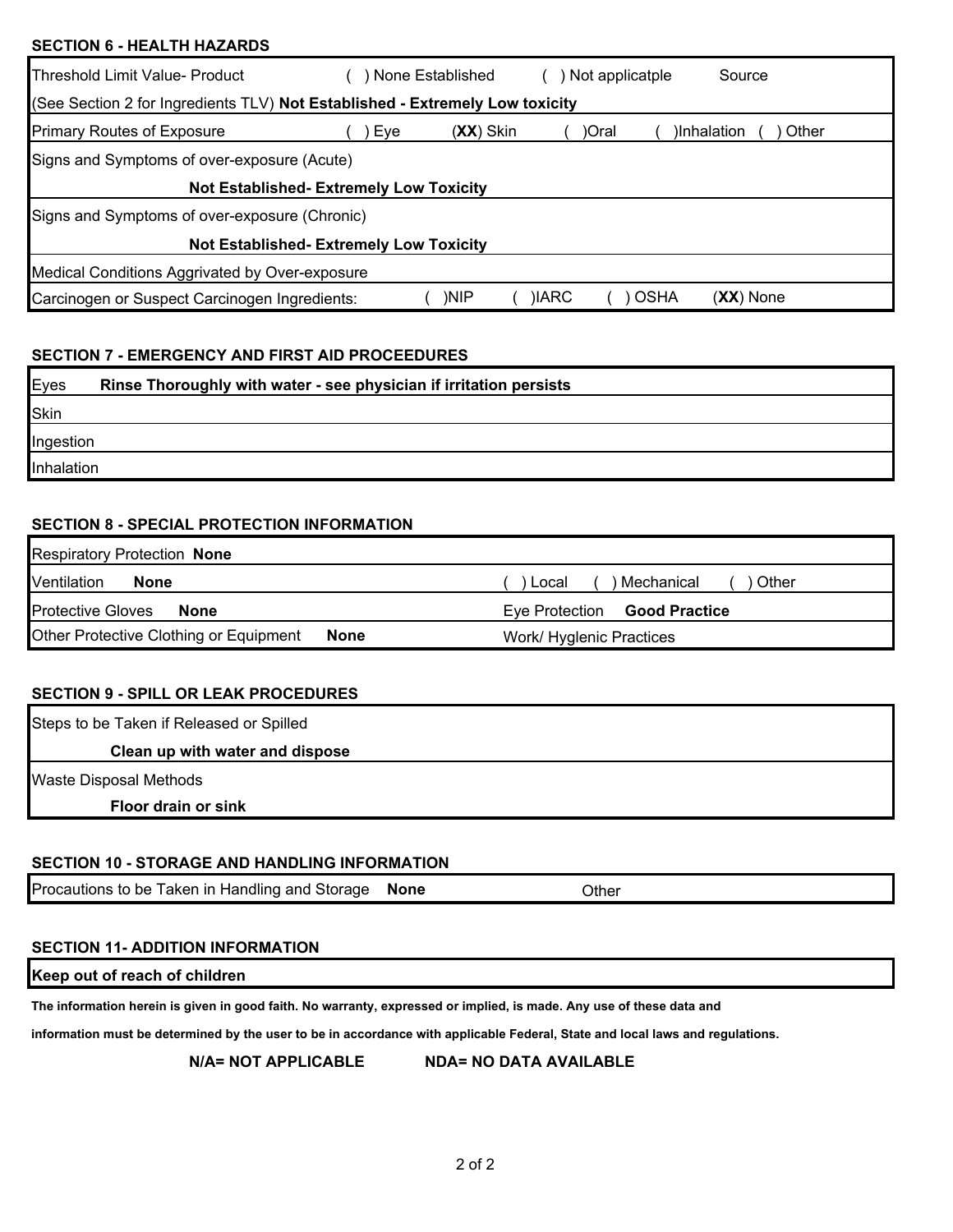## SECTION 6 - HEALTH HAZARDS

| | | | | | |
|---|---|---|---|---|---|
| Threshold Limit Value- Product | ( ) None Established | | ( ) Not applicatple | Source | |
| (See Section 2 for Ingredients TLV) **Not Established - Extremely Low toxicity** | | | | | |
| Primary Routes of Exposure | ( ) Eye | (**XX**) Skin | ( )Oral | ( )Inhalation | ( ) Other |
| Signs and Symptoms of over-exposure (Acute) | | | | | |
| **Not Established- Extremely Low Toxicity** | | | | | |
| Signs and Symptoms of over-exposure (Chronic) | | | | | |
| **Not Established- Extremely Low Toxicity** | | | | | |
| Medical Conditions Aggrivated by Over-exposure | | | | | |
| Carcinogen or Suspect Carcinogen Ingredients: | ( )NIP | ( )IARC | ( ) OSHA | (**XX**) None | |

## SECTION 7 - EMERGENCY AND FIRST AID PROCEEDURES

| | |
|---|---|
| Eyes | **Rinse Thoroughly with water - see physician if irritation persists** |
| Skin | |
| Ingestion | |
| Inhalation | |

## SECTION 8 - SPECIAL PROTECTION INFORMATION

| | |
|---|---|
| Respiratory Protection **None** | |
| Ventilation **None** | ( ) Local ( ) Mechanical ( ) Other |
| Protective Gloves **None** | Eye Protection **Good Practice** |
| Other Protective Clothing or Equipment **None** | Work/ Hyglenic Practices |

## SECTION 9 - SPILL OR LEAK PROCEDURES

Steps to be Taken if Released or Spilled

**Clean up with water and dispose**

Waste Disposal Methods

**Floor drain or sink**

## SECTION 10 - STORAGE AND HANDLING INFORMATION

| | |
|---|---|
| Procautions to be Taken in Handling and Storage **None** | Other |

## SECTION 11- ADDITION INFORMATION

**Keep out of reach of children**

**The information herein is given in good faith. No warranty, expressed or implied, is made. Any use of these data and information must be determined by the user to be in accordance with applicable Federal, State and local laws and regulations.**

**N/A= NOT APPLICABLE** **NDA= NO DATA AVAILABLE**